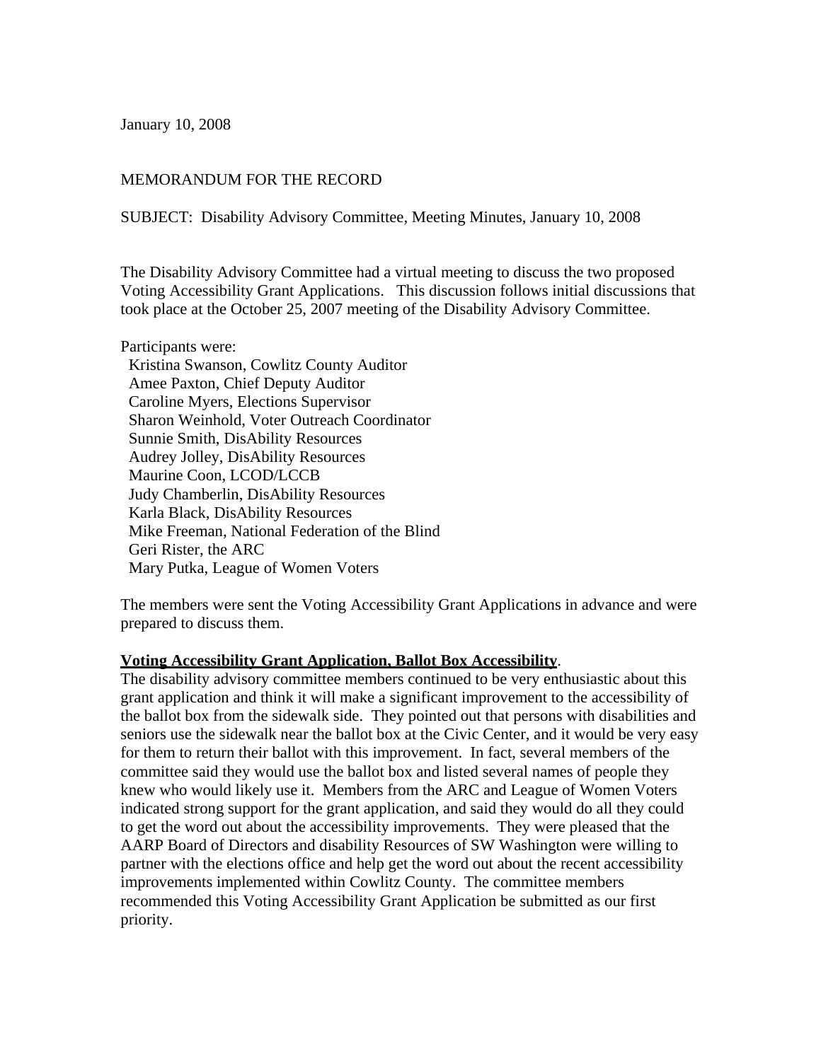January 10, 2008

MEMORANDUM FOR THE RECORD

SUBJECT: Disability Advisory Committee, Meeting Minutes, January 10, 2008

The Disability Advisory Committee had a virtual meeting to discuss the two proposed Voting Accessibility Grant Applications. This discussion follows initial discussions that took place at the October 25, 2007 meeting of the Disability Advisory Committee.

Participants were:

- Kristina Swanson, Cowlitz County Auditor
- Amee Paxton, Chief Deputy Auditor
- Caroline Myers, Elections Supervisor
- Sharon Weinhold, Voter Outreach Coordinator
- Sunnie Smith, DisAbility Resources
- Audrey Jolley, DisAbility Resources
- Maurine Coon, LCOD/LCCB
- Judy Chamberlin, DisAbility Resources
- Karla Black, DisAbility Resources
- Mike Freeman, National Federation of the Blind
- Geri Rister, the ARC
- Mary Putka, League of Women Voters

The members were sent the Voting Accessibility Grant Applications in advance and were prepared to discuss them.

**Voting Accessibility Grant Application, Ballot Box Accessibility**.
The disability advisory committee members continued to be very enthusiastic about this grant application and think it will make a significant improvement to the accessibility of the ballot box from the sidewalk side. They pointed out that persons with disabilities and seniors use the sidewalk near the ballot box at the Civic Center, and it would be very easy for them to return their ballot with this improvement. In fact, several members of the committee said they would use the ballot box and listed several names of people they knew who would likely use it. Members from the ARC and League of Women Voters indicated strong support for the grant application, and said they would do all they could to get the word out about the accessibility improvements. They were pleased that the AARP Board of Directors and disability Resources of SW Washington were willing to partner with the elections office and help get the word out about the recent accessibility improvements implemented within Cowlitz County. The committee members recommended this Voting Accessibility Grant Application be submitted as our first priority.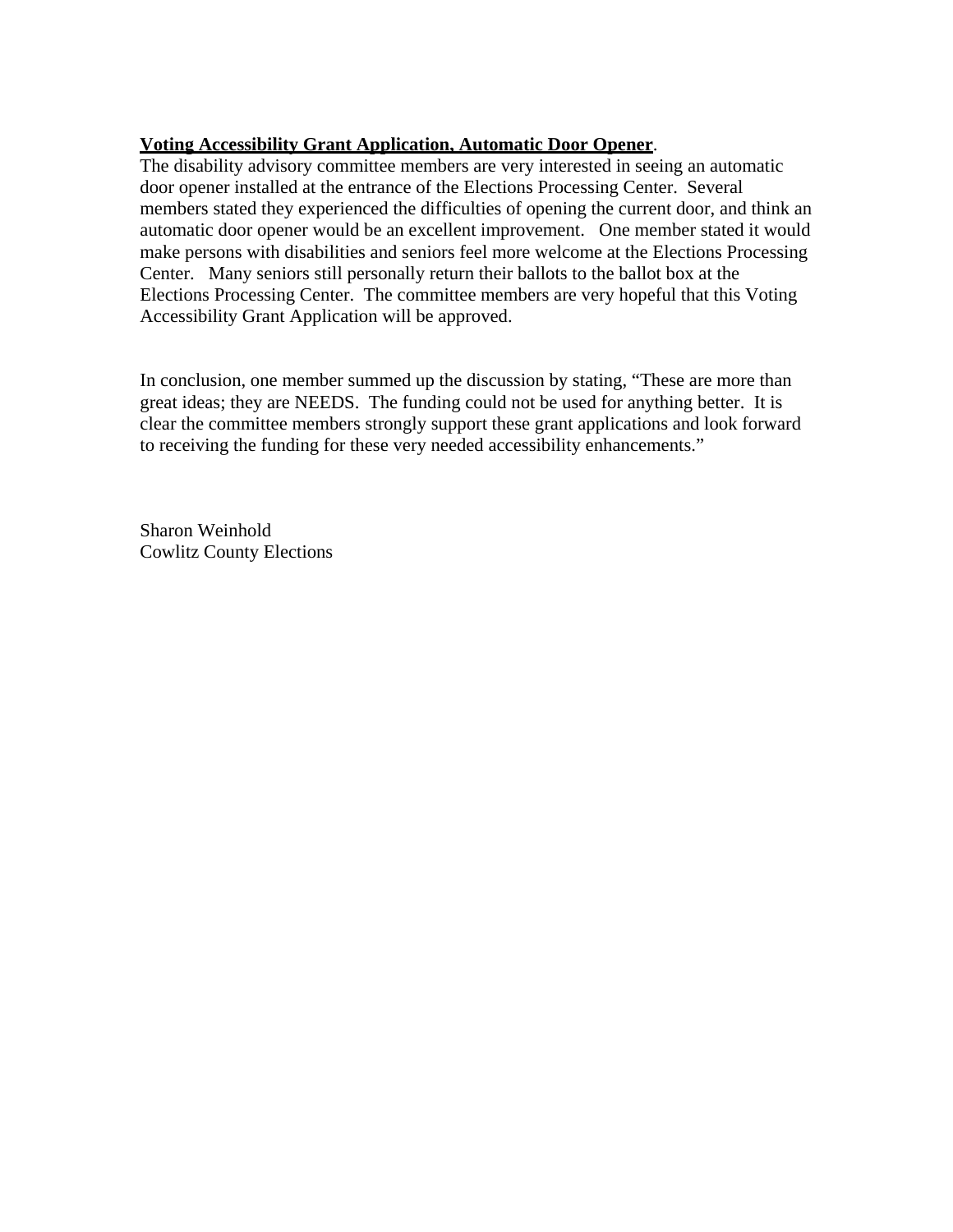**<u>Voting Accessibility Grant Application, Automatic Door Opener</u>**.
The disability advisory committee members are very interested in seeing an automatic door opener installed at the entrance of the Elections Processing Center. Several members stated they experienced the difficulties of opening the current door, and think an automatic door opener would be an excellent improvement. One member stated it would make persons with disabilities and seniors feel more welcome at the Elections Processing Center. Many seniors still personally return their ballots to the ballot box at the Elections Processing Center. The committee members are very hopeful that this Voting Accessibility Grant Application will be approved.

In conclusion, one member summed up the discussion by stating, "These are more than great ideas; they are NEEDS. The funding could not be used for anything better. It is clear the committee members strongly support these grant applications and look forward to receiving the funding for these very needed accessibility enhancements."

Sharon Weinhold
Cowlitz County Elections